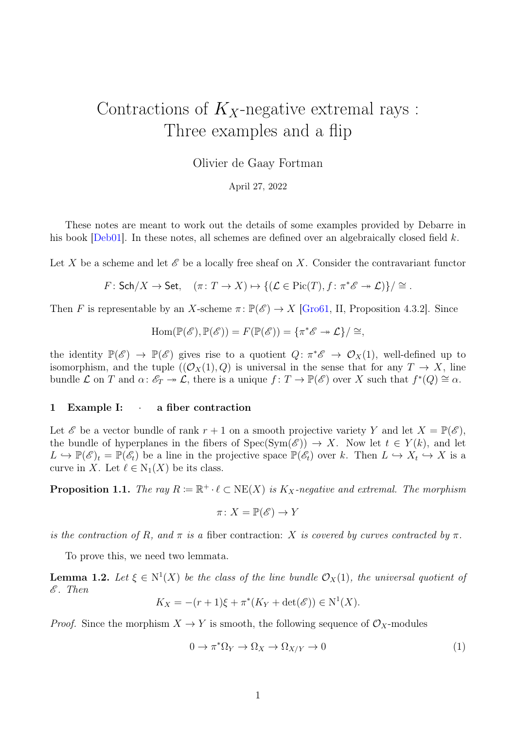# Contractions of $K_X$-negative extremal rays : Three examples and a flip

Olivier de Gaay Fortman

April 27, 2022

These notes are meant to work out the details of some examples provided by Debarre in his book [Deb01]. In these notes, all schemes are defined over an algebraically closed field $k$.

Let $X$ be a scheme and let $\mathscr{E}$ be a locally free sheaf on $X$. Consider the contravariant functor

$$F\colon \mathsf{Sch}/X \to \mathsf{Set}, \quad (\pi\colon T \to X) \mapsto \{(\mathcal{L} \in \mathrm{Pic}(T), f\colon \pi^*\mathscr{E} \twoheadrightarrow \mathcal{L})\}/\cong .$$

Then $F$ is representable by an $X$-scheme $\pi\colon \mathbb{P}(\mathscr{E}) \to X$ [Gro61, II, Proposition 4.3.2]. Since

$$\mathrm{Hom}(\mathbb{P}(\mathscr{E}), \mathbb{P}(\mathscr{E})) = F(\mathbb{P}(\mathscr{E})) = \{\pi^*\mathscr{E} \twoheadrightarrow \mathcal{L}\}/\cong,$$

the identity $\mathbb{P}(\mathscr{E}) \to \mathbb{P}(\mathscr{E})$ gives rise to a quotient $Q\colon \pi^*\mathscr{E} \to \mathcal{O}_X(1)$, well-defined up to isomorphism, and the tuple $((\mathcal{O}_X(1), Q)$ is universal in the sense that for any $T \to X$, line bundle $\mathcal{L}$ on $T$ and $\alpha\colon \mathscr{E}_T \twoheadrightarrow \mathcal{L}$, there is a unique $f\colon T \to \mathbb{P}(\mathscr{E})$ over $X$ such that $f^*(Q) \cong \alpha$.

## 1 Example I: · a fiber contraction

Let $\mathscr{E}$ be a vector bundle of rank $r+1$ on a smooth projective variety $Y$ and let $X = \mathbb{P}(\mathscr{E})$, the bundle of hyperplanes in the fibers of $\mathrm{Spec}(\mathrm{Sym}(\mathscr{E})) \to X$. Now let $t \in Y(k)$, and let $L \hookrightarrow \mathbb{P}(\mathscr{E})_t = \mathbb{P}(\mathscr{E}_t)$ be a line in the projective space $\mathbb{P}(\mathscr{E}_t)$ over $k$. Then $L \hookrightarrow X_t \hookrightarrow X$ is a curve in $X$. Let $\ell \in \mathrm{N}_1(X)$ be its class.

**Proposition 1.1.** *The ray $R \coloneqq \mathbb{R}^+ \cdot \ell \subset \mathrm{NE}(X)$ is $K_X$-negative and extremal. The morphism*

$$\pi\colon X = \mathbb{P}(\mathscr{E}) \to Y$$

*is the contraction of $R$, and $\pi$ is a* fiber contraction: *$X$ is covered by curves contracted by $\pi$.*

To prove this, we need two lemmata.

**Lemma 1.2.** *Let $\xi \in \mathrm{N}^1(X)$ be the class of the line bundle $\mathcal{O}_X(1)$, the universal quotient of $\mathscr{E}$. Then*

$$K_X = -(r+1)\xi + \pi^*(K_Y + \det(\mathscr{E})) \in \mathrm{N}^1(X).$$

*Proof.* Since the morphism $X \to Y$ is smooth, the following sequence of $\mathcal{O}_X$-modules

$$0 \to \pi^*\Omega_Y \to \Omega_X \to \Omega_{X/Y} \to 0 \tag{1}$$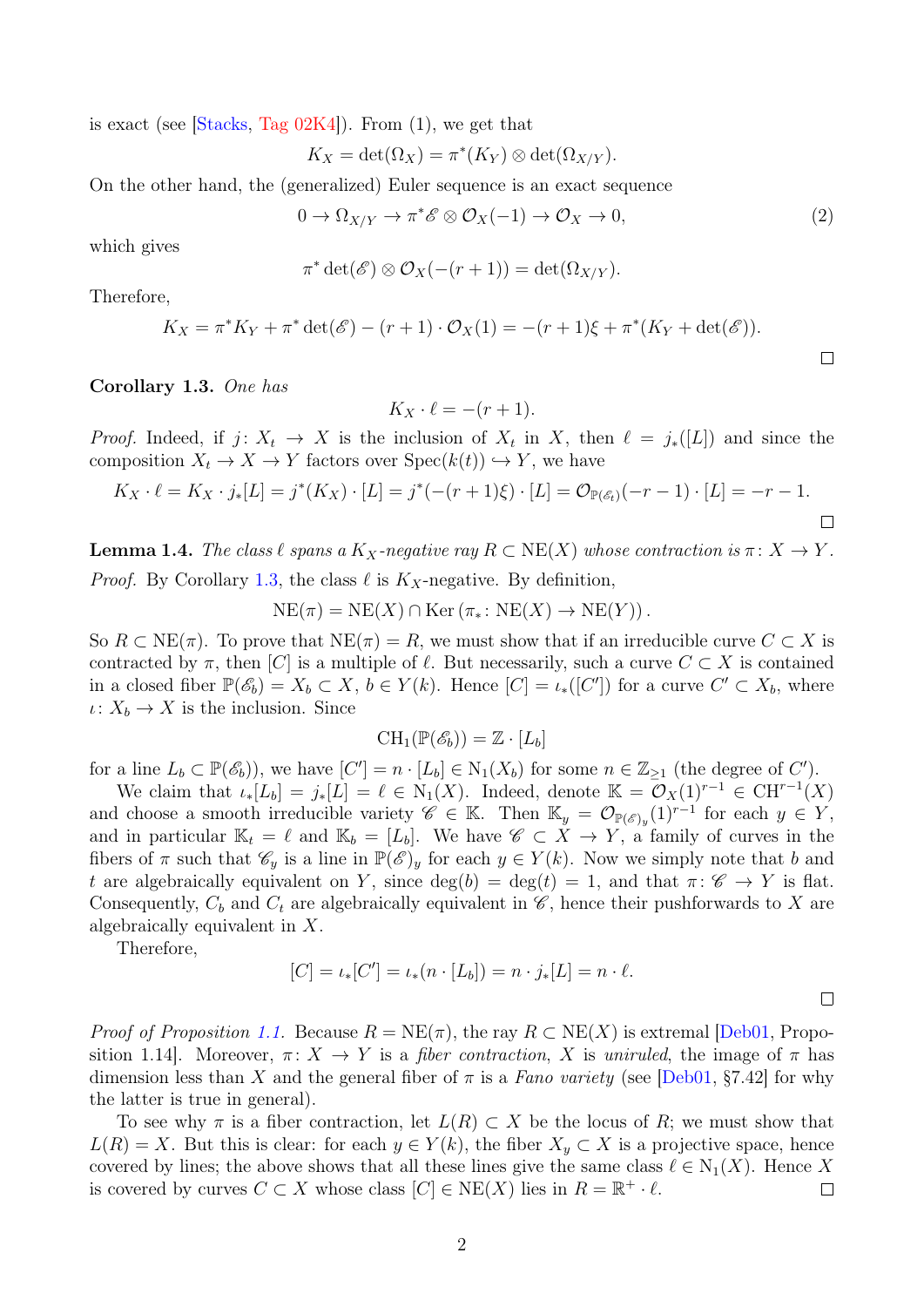is exact (see [Stacks, Tag 02K4]). From (1), we get that

$$K_X = \det(\Omega_X) = \pi^*(K_Y) \otimes \det(\Omega_{X/Y}).$$

On the other hand, the (generalized) Euler sequence is an exact sequence

$$0 \to \Omega_{X/Y} \to \pi^*\mathscr{E} \otimes \mathcal{O}_X(-1) \to \mathcal{O}_X \to 0, \tag{2}$$

which gives

$$\pi^* \det(\mathscr{E}) \otimes \mathcal{O}_X(-(r+1)) = \det(\Omega_{X/Y}).$$

Therefore,

$$K_X = \pi^* K_Y + \pi^* \det(\mathscr{E}) - (r+1) \cdot \mathcal{O}_X(1) = -(r+1)\xi + \pi^*(K_Y + \det(\mathscr{E})).$$

□

**Corollary 1.3.** *One has*

$$K_X \cdot \ell = -(r+1).$$

*Proof.* Indeed, if $j\colon X_t \to X$ is the inclusion of $X_t$ in $X$, then $\ell = j_*([L])$ and since the composition $X_t \to X \to Y$ factors over $\operatorname{Spec}(k(t)) \hookrightarrow Y$, we have

$$K_X \cdot \ell = K_X \cdot j_*[L] = j^*(K_X) \cdot [L] = j^*(-(r+1)\xi) \cdot [L] = \mathcal{O}_{\mathbb{P}(\mathscr{E}_t)}(-r-1) \cdot [L] = -r-1.$$

□

**Lemma 1.4.** *The class $\ell$ spans a $K_X$-negative ray $R \subset \operatorname{NE}(X)$ whose contraction is $\pi\colon X \to Y$.*

*Proof.* By Corollary 1.3, the class $\ell$ is $K_X$-negative. By definition,

$$\operatorname{NE}(\pi) = \operatorname{NE}(X) \cap \operatorname{Ker}\left(\pi_*\colon \operatorname{NE}(X) \to \operatorname{NE}(Y)\right).$$

So $R \subset \operatorname{NE}(\pi)$. To prove that $\operatorname{NE}(\pi) = R$, we must show that if an irreducible curve $C \subset X$ is contracted by $\pi$, then $[C]$ is a multiple of $\ell$. But necessarily, such a curve $C \subset X$ is contained in a closed fiber $\mathbb{P}(\mathscr{E}_b) = X_b \subset X$, $b \in Y(k)$. Hence $[C] = \iota_*([C'])$ for a curve $C' \subset X_b$, where $\iota\colon X_b \to X$ is the inclusion. Since

$$\operatorname{CH}_1(\mathbb{P}(\mathscr{E}_b)) = \mathbb{Z} \cdot [L_b]$$

for a line $L_b \subset \mathbb{P}(\mathscr{E}_b))$, we have $[C'] = n \cdot [L_b] \in \operatorname{N}_1(X_b)$ for some $n \in \mathbb{Z}_{\geq 1}$ (the degree of $C'$).

We claim that $\iota_*[L_b] = j_*[L] = \ell \in \operatorname{N}_1(X)$. Indeed, denote $\mathbb{K} = \mathcal{O}_X(1)^{r-1} \in \operatorname{CH}^{r-1}(X)$ and choose a smooth irreducible variety $\mathscr{C} \in \mathbb{K}$. Then $\mathbb{K}_y = \mathcal{O}_{\mathbb{P}(\mathscr{E})_y}(1)^{r-1}$ for each $y \in Y$, and in particular $\mathbb{K}_t = \ell$ and $\mathbb{K}_b = [L_b]$. We have $\mathscr{C} \subset X \to Y$, a family of curves in the fibers of $\pi$ such that $\mathscr{C}_y$ is a line in $\mathbb{P}(\mathscr{E})_y$ for each $y \in Y(k)$. Now we simply note that $b$ and $t$ are algebraically equivalent on $Y$, since $\deg(b) = \deg(t) = 1$, and that $\pi\colon \mathscr{C} \to Y$ is flat. Consequently, $C_b$ and $C_t$ are algebraically equivalent in $\mathscr{C}$, hence their pushforwards to $X$ are algebraically equivalent in $X$.

Therefore,

$$[C] = \iota_*[C'] = \iota_*(n \cdot [L_b]) = n \cdot j_*[L] = n \cdot \ell.$$

□

*Proof of Proposition 1.1.* Because $R = \operatorname{NE}(\pi)$, the ray $R \subset \operatorname{NE}(X)$ is extremal [Deb01, Proposition 1.14]. Moreover, $\pi\colon X \to Y$ is a *fiber contraction*, $X$ is *uniruled*, the image of $\pi$ has dimension less than $X$ and the general fiber of $\pi$ is a *Fano variety* (see [Deb01, §7.42] for why the latter is true in general).

To see why $\pi$ is a fiber contraction, let $L(R) \subset X$ be the locus of $R$; we must show that $L(R) = X$. But this is clear: for each $y \in Y(k)$, the fiber $X_y \subset X$ is a projective space, hence covered by lines; the above shows that all these lines give the same class $\ell \in \operatorname{N}_1(X)$. Hence $X$ is covered by curves $C \subset X$ whose class $[C] \in \operatorname{NE}(X)$ lies in $R = \mathbb{R}^+ \cdot \ell$. □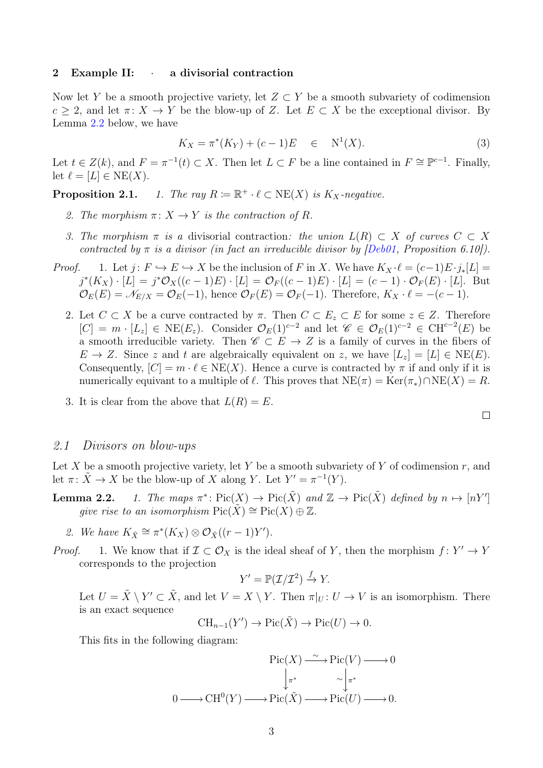## 2 Example II: · a divisorial contraction

Now let $Y$ be a smooth projective variety, let $Z \subset Y$ be a smooth subvariety of codimension $c \geq 2$, and let $\pi\colon X \to Y$ be the blow-up of $Z$. Let $E \subset X$ be the exceptional divisor. By Lemma 2.2 below, we have

$$K_X = \pi^*(K_Y) + (c-1)E \quad \in \quad \mathrm{N}^1(X). \tag{3}$$

Let $t \in Z(k)$, and $F = \pi^{-1}(t) \subset X$. Then let $L \subset F$ be a line contained in $F \cong \mathbb{P}^{c-1}$. Finally, let $\ell = [L] \in \mathrm{NE}(X)$.

**Proposition 2.1.** *1. The ray $R \coloneqq \mathbb{R}^+ \cdot \ell \subset \mathrm{NE}(X)$ is $K_X$-negative.*

*2. The morphism $\pi\colon X \to Y$ is the contraction of $R$.*

*3. The morphism $\pi$ is a* divisorial contraction*: the union $L(R) \subset X$ of curves $C \subset X$ contracted by $\pi$ is a divisor (in fact an irreducible divisor by [Deb01, Proposition 6.10]).*

*Proof.* 1. Let $j\colon F \hookrightarrow E \hookrightarrow X$ be the inclusion of $F$ in $X$. We have $K_X \cdot \ell = (c-1)E \cdot j_*[L] = j^*(K_X) \cdot [L] = j^*\mathcal{O}_X((c-1)E) \cdot [L] = \mathcal{O}_F((c-1)E) \cdot [L] = (c-1) \cdot \mathcal{O}_F(E) \cdot [L]$. But $\mathcal{O}_E(E) = \mathscr{N}_{E/X} = \mathcal{O}_E(-1)$, hence $\mathcal{O}_F(E) = \mathcal{O}_F(-1)$. Therefore, $K_X \cdot \ell = -(c-1)$.

2. Let $C \subset X$ be a curve contracted by $\pi$. Then $C \subset E_z \subset E$ for some $z \in Z$. Therefore $[C] = m \cdot [L_z] \in \mathrm{NE}(E_z)$. Consider $\mathcal{O}_E(1)^{c-2}$ and let $\mathscr{C} \in \mathcal{O}_E(1)^{c-2} \in \mathrm{CH}^{c-2}(E)$ be a smooth irreducible variety. Then $\mathscr{C} \subset E \to Z$ is a family of curves in the fibers of $E \to Z$. Since $z$ and $t$ are algebraically equivalent on $z$, we have $[L_z] = [L] \in \mathrm{NE}(E)$. Consequently, $[C] = m \cdot \ell \in \mathrm{NE}(X)$. Hence a curve is contracted by $\pi$ if and only if it is numerically equivant to a multiple of $\ell$. This proves that $\mathrm{NE}(\pi) = \mathrm{Ker}(\pi_*) \cap \mathrm{NE}(X) = R$.

3. It is clear from the above that $L(R) = E$.

□

### 2.1 Divisors on blow-ups

Let $X$ be a smooth projective variety, let $Y$ be a smooth subvariety of $Y$ of codimension $r$, and let $\pi\colon \tilde{X} \to X$ be the blow-up of $X$ along $Y$. Let $Y' = \pi^{-1}(Y)$.

**Lemma 2.2.** *1. The maps $\pi^*\colon \mathrm{Pic}(X) \to \mathrm{Pic}(\tilde{X})$ and $\mathbb{Z} \to \mathrm{Pic}(\tilde{X})$ defined by $n \mapsto [nY']$ give rise to an isomorphism $\mathrm{Pic}(\tilde{X}) \cong \mathrm{Pic}(X) \oplus \mathbb{Z}$.*

*2. We have $K_{\tilde{X}} \cong \pi^*(K_X) \otimes \mathcal{O}_{\tilde{X}}((r-1)Y')$.*

*Proof.* 1. We know that if $\mathcal{I} \subset \mathcal{O}_X$ is the ideal sheaf of $Y$, then the morphism $f\colon Y' \to Y$ corresponds to the projection

$$Y' = \mathbb{P}(\mathcal{I}/\mathcal{I}^2) \xrightarrow{f} Y.$$

Let $U = \tilde{X} \setminus Y' \subset \tilde{X}$, and let $V = X \setminus Y$. Then $\pi|_U\colon U \to V$ is an isomorphism. There is an exact sequence

$$\mathrm{CH}_{n-1}(Y') \to \mathrm{Pic}(\tilde{X}) \to \mathrm{Pic}(U) \to 0.$$

This fits in the following diagram:

$$\begin{array}{ccccccc} & & \mathrm{Pic}(X) & \xrightarrow{\sim} & \mathrm{Pic}(V) & \longrightarrow & 0 \\ & & \downarrow{\scriptstyle \pi^*} & & {\scriptstyle \sim}\downarrow{\scriptstyle \pi^*} & & \\ 0 \longrightarrow & \mathrm{CH}^0(Y) \longrightarrow & \mathrm{Pic}(\tilde{X}) & \longrightarrow & \mathrm{Pic}(U) & \longrightarrow & 0. \end{array}$$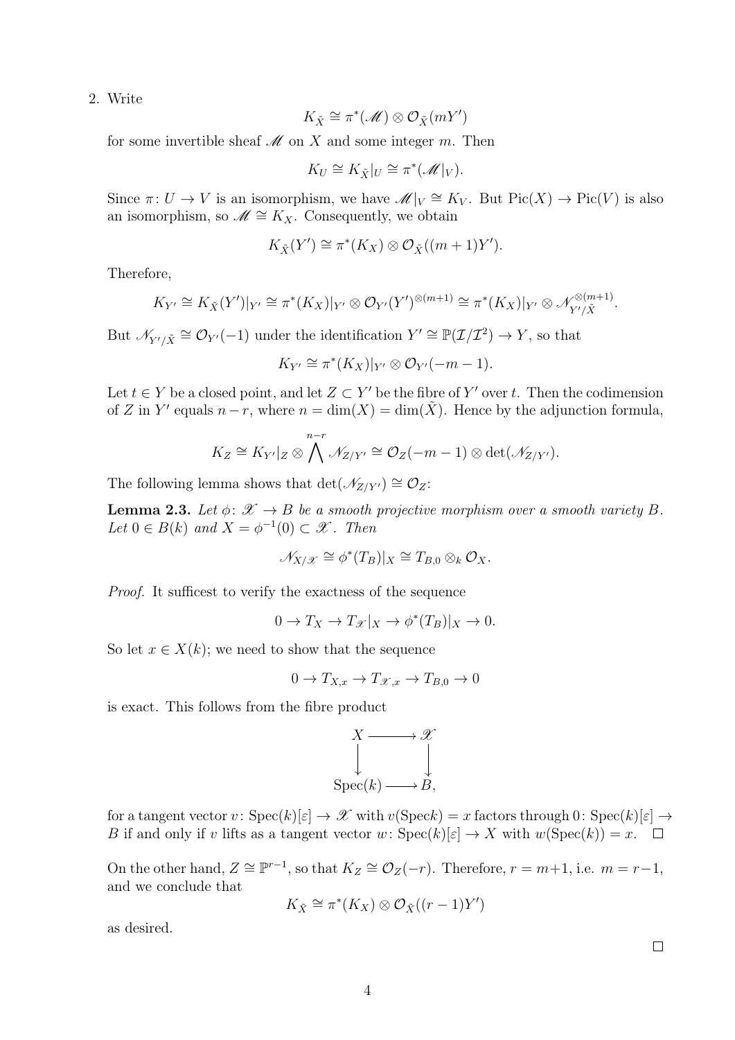2. Write

$$K_{\tilde{X}} \cong \pi^*(\mathscr{M}) \otimes \mathcal{O}_{\tilde{X}}(mY')$$

for some invertible sheaf $\mathscr{M}$ on $X$ and some integer $m$. Then

$$K_U \cong K_{\tilde{X}}|_U \cong \pi^*(\mathscr{M}|_V).$$

Since $\pi\colon U \to V$ is an isomorphism, we have $\mathscr{M}|_V \cong K_V$. But $\operatorname{Pic}(X) \to \operatorname{Pic}(V)$ is also an isomorphism, so $\mathscr{M} \cong K_X$. Consequently, we obtain

$$K_{\tilde{X}}(Y') \cong \pi^*(K_X) \otimes \mathcal{O}_{\tilde{X}}((m+1)Y').$$

Therefore,

$$K_{Y'} \cong K_{\tilde{X}}(Y')|_{Y'} \cong \pi^*(K_X)|_{Y'} \otimes \mathcal{O}_{Y'}(Y')^{\otimes(m+1)} \cong \pi^*(K_X)|_{Y'} \otimes \mathscr{N}_{Y'/\tilde{X}}^{\otimes(m+1)}.$$

But $\mathscr{N}_{Y'/\tilde{X}} \cong \mathcal{O}_{Y'}(-1)$ under the identification $Y' \cong \mathbb{P}(\mathcal{I}/\mathcal{I}^2) \to Y$, so that

$$K_{Y'} \cong \pi^*(K_X)|_{Y'} \otimes \mathcal{O}_{Y'}(-m-1).$$

Let $t \in Y$ be a closed point, and let $Z \subset Y'$ be the fibre of $Y'$ over $t$. Then the codimension of $Z$ in $Y'$ equals $n - r$, where $n = \dim(X) = \dim(\tilde{X})$. Hence by the adjunction formula,

$$K_Z \cong K_{Y'}|_Z \otimes \bigwedge^{n-r} \mathscr{N}_{Z/Y'} \cong \mathcal{O}_Z(-m-1) \otimes \det(\mathscr{N}_{Z/Y'}).$$

The following lemma shows that $\det(\mathscr{N}_{Z/Y'}) \cong \mathcal{O}_Z$:

**Lemma 2.3.** *Let $\phi\colon \mathscr{X} \to B$ be a smooth projective morphism over a smooth variety $B$. Let $0 \in B(k)$ and $X = \phi^{-1}(0) \subset \mathscr{X}$. Then*

$$\mathscr{N}_{X/\mathscr{X}} \cong \phi^*(T_B)|_X \cong T_{B,0} \otimes_k \mathcal{O}_X.$$

*Proof.* It sufficest to verify the exactness of the sequence

$$0 \to T_X \to T_{\mathscr{X}}|_X \to \phi^*(T_B)|_X \to 0.$$

So let $x \in X(k)$; we need to show that the sequence

$$0 \to T_{X,x} \to T_{\mathscr{X},x} \to T_{B,0} \to 0$$

is exact. This follows from the fibre product

$$\begin{array}{ccc} X & \longrightarrow & \mathscr{X} \\ \downarrow & & \downarrow \\ \operatorname{Spec}(k) & \longrightarrow & B, \end{array}$$

for a tangent vector $v\colon \operatorname{Spec}(k)[\varepsilon] \to \mathscr{X}$ with $v(\operatorname{Spec} k) = x$ factors through $0\colon \operatorname{Spec}(k)[\varepsilon] \to B$ if and only if $v$ lifts as a tangent vector $w\colon \operatorname{Spec}(k)[\varepsilon] \to X$ with $w(\operatorname{Spec}(k)) = x$. $\square$

On the other hand, $Z \cong \mathbb{P}^{r-1}$, so that $K_Z \cong \mathcal{O}_Z(-r)$. Therefore, $r = m+1$, i.e. $m = r-1$, and we conclude that

$$K_{\tilde{X}} \cong \pi^*(K_X) \otimes \mathcal{O}_{\tilde{X}}((r-1)Y')$$

as desired.

$\square$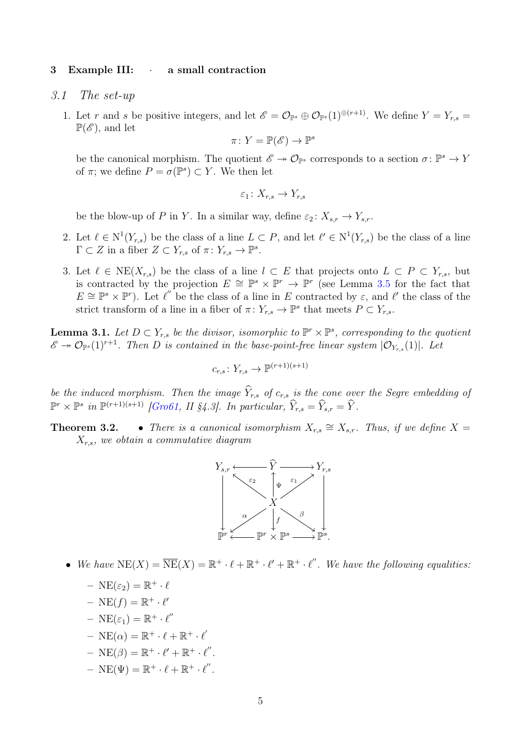## 3 Example III: · a small contraction

### 3.1 The set-up

1. Let $r$ and $s$ be positive integers, and let $\mathscr{E} = \mathcal{O}_{\mathbb{P}^s} \oplus \mathcal{O}_{\mathbb{P}^s}(1)^{\oplus(r+1)}$. We define $Y = Y_{r,s} = \mathbb{P}(\mathscr{E})$, and let
$$\pi\colon Y = \mathbb{P}(\mathscr{E}) \to \mathbb{P}^s$$
be the canonical morphism. The quotient $\mathscr{E} \twoheadrightarrow \mathcal{O}_{\mathbb{P}^s}$ corresponds to a section $\sigma\colon \mathbb{P}^s \to Y$ of $\pi$; we define $P = \sigma(\mathbb{P}^s) \subset Y$. We then let
$$\varepsilon_1\colon X_{r,s} \to Y_{r,s}$$
be the blow-up of $P$ in $Y$. In a similar way, define $\varepsilon_2\colon X_{s,r} \to Y_{s,r}$.

2. Let $\ell \in \mathrm{N}^1(Y_{r,s})$ be the class of a line $L \subset P$, and let $\ell' \in \mathrm{N}^1(Y_{r,s})$ be the class of a line $\Gamma \subset Z$ in a fiber $Z \subset Y_{r,s}$ of $\pi\colon Y_{r,s} \to \mathbb{P}^s$.

3. Let $\ell \in \mathrm{NE}(X_{r,s})$ be the class of a line $l \subset E$ that projects onto $L \subset P \subset Y_{r,s}$, but is contracted by the projection $E \cong \mathbb{P}^s \times \mathbb{P}^r \to \mathbb{P}^r$ (see Lemma 3.5 for the fact that $E \cong \mathbb{P}^s \times \mathbb{P}^r$). Let $\ell''$ be the class of a line in $E$ contracted by $\varepsilon$, and $\ell'$ the class of the strict transform of a line in a fiber of $\pi\colon Y_{r,s} \to \mathbb{P}^s$ that meets $P \subset Y_{r,s}$.

**Lemma 3.1.** *Let $D \subset Y_{r,s}$ be the divisor, isomorphic to $\mathbb{P}^r \times \mathbb{P}^s$, corresponding to the quotient $\mathscr{E} \twoheadrightarrow \mathcal{O}_{\mathbb{P}^s}(1)^{r+1}$. Then $D$ is contained in the base-point-free linear system $|\mathcal{O}_{Y_{r,s}}(1)|$. Let*
$$c_{r,s}\colon Y_{r,s} \to \mathbb{P}^{(r+1)(s+1)}$$
*be the induced morphism. Then the image $\widehat{Y}_{r,s}$ of $c_{r,s}$ is the cone over the Segre embedding of $\mathbb{P}^r \times \mathbb{P}^s$ in $\mathbb{P}^{(r+1)(s+1)}$ [Gro61, II §4.3]. In particular, $\widehat{Y}_{r,s} = \widehat{Y}_{s,r} = \widehat{Y}$.*

**Theorem 3.2.**

- *There is a canonical isomorphism $X_{r,s} \cong X_{s,r}$. Thus, if we define $X = X_{r,s}$, we obtain a commutative diagram*

$$\begin{array}{ccccc}
Y_{s,r} & \longleftarrow & \widehat{Y} & \longrightarrow & Y_{r,s} \\
\downarrow & \nwarrow^{\varepsilon_2} & \uparrow{\scriptstyle\Psi} & \nearrow^{\varepsilon_1} & \downarrow \\
& & X & & \\
\downarrow & \swarrow_{\alpha} & \downarrow{\scriptstyle f} & \searrow^{\beta} & \downarrow \\
\mathbb{P}^r & \longleftarrow & \mathbb{P}^r \times \mathbb{P}^s & \longrightarrow & \mathbb{P}^s.
\end{array}$$

- *We have $\mathrm{NE}(X) = \overline{\mathrm{NE}}(X) = \mathbb{R}^+ \cdot \ell + \mathbb{R}^+ \cdot \ell' + \mathbb{R}^+ \cdot \ell''$. We have the following equalities:*
  - $\mathrm{NE}(\varepsilon_2) = \mathbb{R}^+ \cdot \ell$
  - $\mathrm{NE}(f) = \mathbb{R}^+ \cdot \ell'$
  - $\mathrm{NE}(\varepsilon_1) = \mathbb{R}^+ \cdot \ell''$
  - $\mathrm{NE}(\alpha) = \mathbb{R}^+ \cdot \ell + \mathbb{R}^+ \cdot \ell'$
  - $\mathrm{NE}(\beta) = \mathbb{R}^+ \cdot \ell' + \mathbb{R}^+ \cdot \ell''$.
  - $\mathrm{NE}(\Psi) = \mathbb{R}^+ \cdot \ell + \mathbb{R}^+ \cdot \ell''$.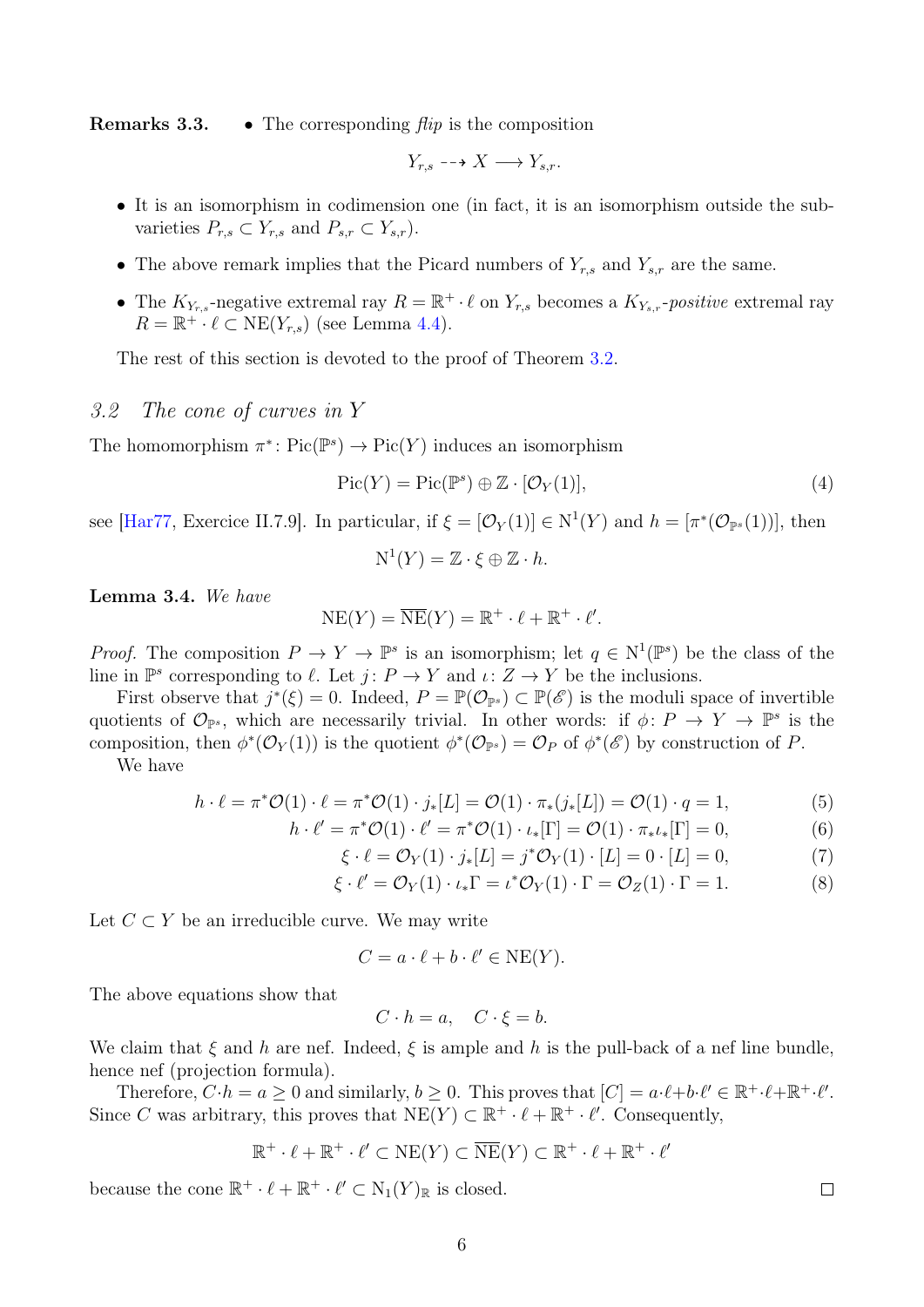**Remarks 3.3.**

- The corresponding *flip* is the composition

$$Y_{r,s} \dashrightarrow X \longrightarrow Y_{s,r}.$$

- It is an isomorphism in codimension one (in fact, it is an isomorphism outside the subvarieties $P_{r,s} \subset Y_{r,s}$ and $P_{s,r} \subset Y_{s,r}$).
- The above remark implies that the Picard numbers of $Y_{r,s}$ and $Y_{s,r}$ are the same.
- The $K_{Y_{r,s}}$-negative extremal ray $R = \mathbb{R}^+ \cdot \ell$ on $Y_{r,s}$ becomes a $K_{Y_{s,r}}$-*positive* extremal ray $R = \mathbb{R}^+ \cdot \ell \subset \mathrm{NE}(Y_{r,s})$ (see Lemma 4.4).

The rest of this section is devoted to the proof of Theorem 3.2.

### *3.2 The cone of curves in Y*

The homomorphism $\pi^* \colon \mathrm{Pic}(\mathbb{P}^s) \to \mathrm{Pic}(Y)$ induces an isomorphism

$$\mathrm{Pic}(Y) = \mathrm{Pic}(\mathbb{P}^s) \oplus \mathbb{Z} \cdot [\mathcal{O}_Y(1)], \tag{4}$$

see [Har77, Exercice II.7.9]. In particular, if $\xi = [\mathcal{O}_Y(1)] \in \mathrm{N}^1(Y)$ and $h = [\pi^*(\mathcal{O}_{\mathbb{P}^s}(1))]$, then

$$\mathrm{N}^1(Y) = \mathbb{Z} \cdot \xi \oplus \mathbb{Z} \cdot h.$$

**Lemma 3.4.** *We have*

$$\mathrm{NE}(Y) = \overline{\mathrm{NE}}(Y) = \mathbb{R}^+ \cdot \ell + \mathbb{R}^+ \cdot \ell'.$$

*Proof.* The composition $P \to Y \to \mathbb{P}^s$ is an isomorphism; let $q \in \mathrm{N}^1(\mathbb{P}^s)$ be the class of the line in $\mathbb{P}^s$ corresponding to $\ell$. Let $j \colon P \to Y$ and $\iota \colon Z \to Y$ be the inclusions.

First observe that $j^*(\xi) = 0$. Indeed, $P = \mathbb{P}(\mathcal{O}_{\mathbb{P}^s}) \subset \mathbb{P}(\mathscr{E})$ is the moduli space of invertible quotients of $\mathcal{O}_{\mathbb{P}^s}$, which are necessarily trivial. In other words: if $\phi \colon P \to Y \to \mathbb{P}^s$ is the composition, then $\phi^*(\mathcal{O}_Y(1))$ is the quotient $\phi^*(\mathcal{O}_{\mathbb{P}^s}) = \mathcal{O}_P$ of $\phi^*(\mathscr{E})$ by construction of $P$.

We have

$$h \cdot \ell = \pi^*\mathcal{O}(1) \cdot \ell = \pi^*\mathcal{O}(1) \cdot j_*[L] = \mathcal{O}(1) \cdot \pi_*(j_*[L]) = \mathcal{O}(1) \cdot q = 1, \tag{5}$$

$$h \cdot \ell' = \pi^*\mathcal{O}(1) \cdot \ell' = \pi^*\mathcal{O}(1) \cdot \iota_*[\Gamma] = \mathcal{O}(1) \cdot \pi_*\iota_*[\Gamma] = 0, \tag{6}$$

$$\xi \cdot \ell = \mathcal{O}_Y(1) \cdot j_*[L] = j^*\mathcal{O}_Y(1) \cdot [L] = 0 \cdot [L] = 0, \tag{7}$$

$$\xi \cdot \ell' = \mathcal{O}_Y(1) \cdot \iota_*\Gamma = \iota^*\mathcal{O}_Y(1) \cdot \Gamma = \mathcal{O}_Z(1) \cdot \Gamma = 1. \tag{8}$$

Let $C \subset Y$ be an irreducible curve. We may write

$$C = a \cdot \ell + b \cdot \ell' \in \mathrm{NE}(Y).$$

The above equations show that

$$C \cdot h = a, \quad C \cdot \xi = b.$$

We claim that $\xi$ and $h$ are nef. Indeed, $\xi$ is ample and $h$ is the pull-back of a nef line bundle, hence nef (projection formula).

Therefore, $C \cdot h = a \geq 0$ and similarly, $b \geq 0$. This proves that $[C] = a \cdot \ell + b \cdot \ell' \in \mathbb{R}^+ \cdot \ell + \mathbb{R}^+ \cdot \ell'$. Since $C$ was arbitrary, this proves that $\mathrm{NE}(Y) \subset \mathbb{R}^+ \cdot \ell + \mathbb{R}^+ \cdot \ell'$. Consequently,

$$\mathbb{R}^+ \cdot \ell + \mathbb{R}^+ \cdot \ell' \subset \mathrm{NE}(Y) \subset \overline{\mathrm{NE}}(Y) \subset \mathbb{R}^+ \cdot \ell + \mathbb{R}^+ \cdot \ell'$$

because the cone $\mathbb{R}^+ \cdot \ell + \mathbb{R}^+ \cdot \ell' \subset \mathrm{N}_1(Y)_{\mathbb{R}}$ is closed. $\square$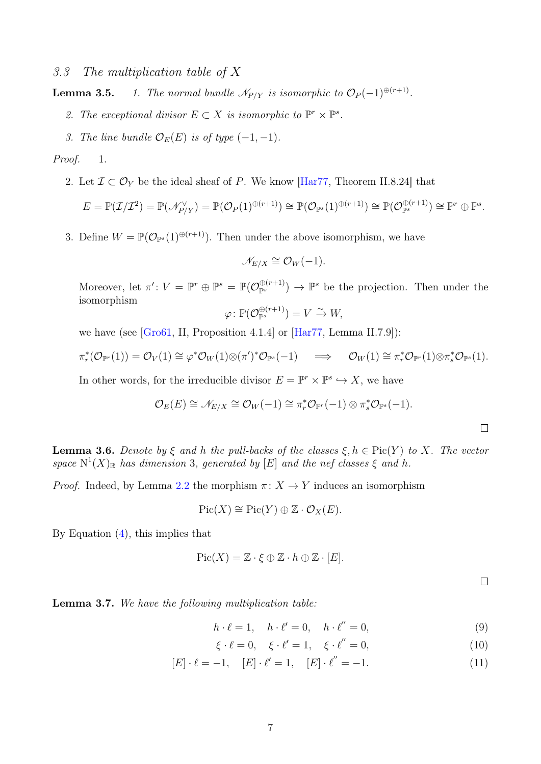### 3.3 The multiplication table of X

**Lemma 3.5.** *1. The normal bundle $\mathscr{N}_{P/Y}$ is isomorphic to $\mathcal{O}_P(-1)^{\oplus(r+1)}$.*

*2. The exceptional divisor $E \subset X$ is isomorphic to $\mathbb{P}^r \times \mathbb{P}^s$.*

*3. The line bundle $\mathcal{O}_E(E)$ is of type $(-1,-1)$.*

*Proof.* 1.

2. Let $\mathcal{I} \subset \mathcal{O}_Y$ be the ideal sheaf of $P$. We know [Har77, Theorem II.8.24] that

$$E = \mathbb{P}(\mathcal{I}/\mathcal{I}^2) = \mathbb{P}(\mathscr{N}_{P/Y}^\vee) = \mathbb{P}(\mathcal{O}_P(1)^{\oplus(r+1)}) \cong \mathbb{P}(\mathcal{O}_{\mathbb{P}^s}(1)^{\oplus(r+1)}) \cong \mathbb{P}(\mathcal{O}_{\mathbb{P}^s}^{\oplus(r+1)}) \cong \mathbb{P}^r \oplus \mathbb{P}^s.$$

3. Define $W = \mathbb{P}(\mathcal{O}_{\mathbb{P}^s}(1)^{\oplus(r+1)})$. Then under the above isomorphism, we have

$$\mathscr{N}_{E/X} \cong \mathcal{O}_W(-1).$$

Moreover, let $\pi' \colon V = \mathbb{P}^r \oplus \mathbb{P}^s = \mathbb{P}(\mathcal{O}_{\mathbb{P}^s}^{\oplus(r+1)}) \to \mathbb{P}^s$ be the projection. Then under the isomorphism

$$\varphi \colon \mathbb{P}(\mathcal{O}_{\mathbb{P}^s}^{\oplus(r+1)}) = V \xrightarrow{\sim} W,$$

we have (see [Gro61, II, Proposition 4.1.4] or [Har77, Lemma II.7.9]):

$$\pi_r^*(\mathcal{O}_{\mathbb{P}^r}(1)) = \mathcal{O}_V(1) \cong \varphi^*\mathcal{O}_W(1) \otimes (\pi')^*\mathcal{O}_{\mathbb{P}^s}(-1) \quad \Longrightarrow \quad \mathcal{O}_W(1) \cong \pi_r^*\mathcal{O}_{\mathbb{P}^r}(1) \otimes \pi_s^*\mathcal{O}_{\mathbb{P}^s}(1).$$

In other words, for the irreducible divisor $E = \mathbb{P}^r \times \mathbb{P}^s \hookrightarrow X$, we have

$$\mathcal{O}_E(E) \cong \mathscr{N}_{E/X} \cong \mathcal{O}_W(-1) \cong \pi_r^*\mathcal{O}_{\mathbb{P}^r}(-1) \otimes \pi_s^*\mathcal{O}_{\mathbb{P}^s}(-1).$$

□

**Lemma 3.6.** *Denote by $\xi$ and $h$ the pull-backs of the classes $\xi, h \in \operatorname{Pic}(Y)$ to $X$. The vector space $\mathrm{N}^1(X)_\mathbb{R}$ has dimension 3, generated by $[E]$ and the nef classes $\xi$ and $h$.*

*Proof.* Indeed, by Lemma 2.2 the morphism $\pi \colon X \to Y$ induces an isomorphism

$$\operatorname{Pic}(X) \cong \operatorname{Pic}(Y) \oplus \mathbb{Z} \cdot \mathcal{O}_X(E).$$

By Equation (4), this implies that

$$\operatorname{Pic}(X) = \mathbb{Z} \cdot \xi \oplus \mathbb{Z} \cdot h \oplus \mathbb{Z} \cdot [E].$$

□

**Lemma 3.7.** *We have the following multiplication table:*

$$h \cdot \ell = 1, \quad h \cdot \ell' = 0, \quad h \cdot \ell'' = 0, \tag{9}$$

$$\xi \cdot \ell = 0, \quad \xi \cdot \ell' = 1, \quad \xi \cdot \ell'' = 0, \tag{10}$$

$$[E] \cdot \ell = -1, \quad [E] \cdot \ell' = 1, \quad [E] \cdot \ell'' = -1. \tag{11}$$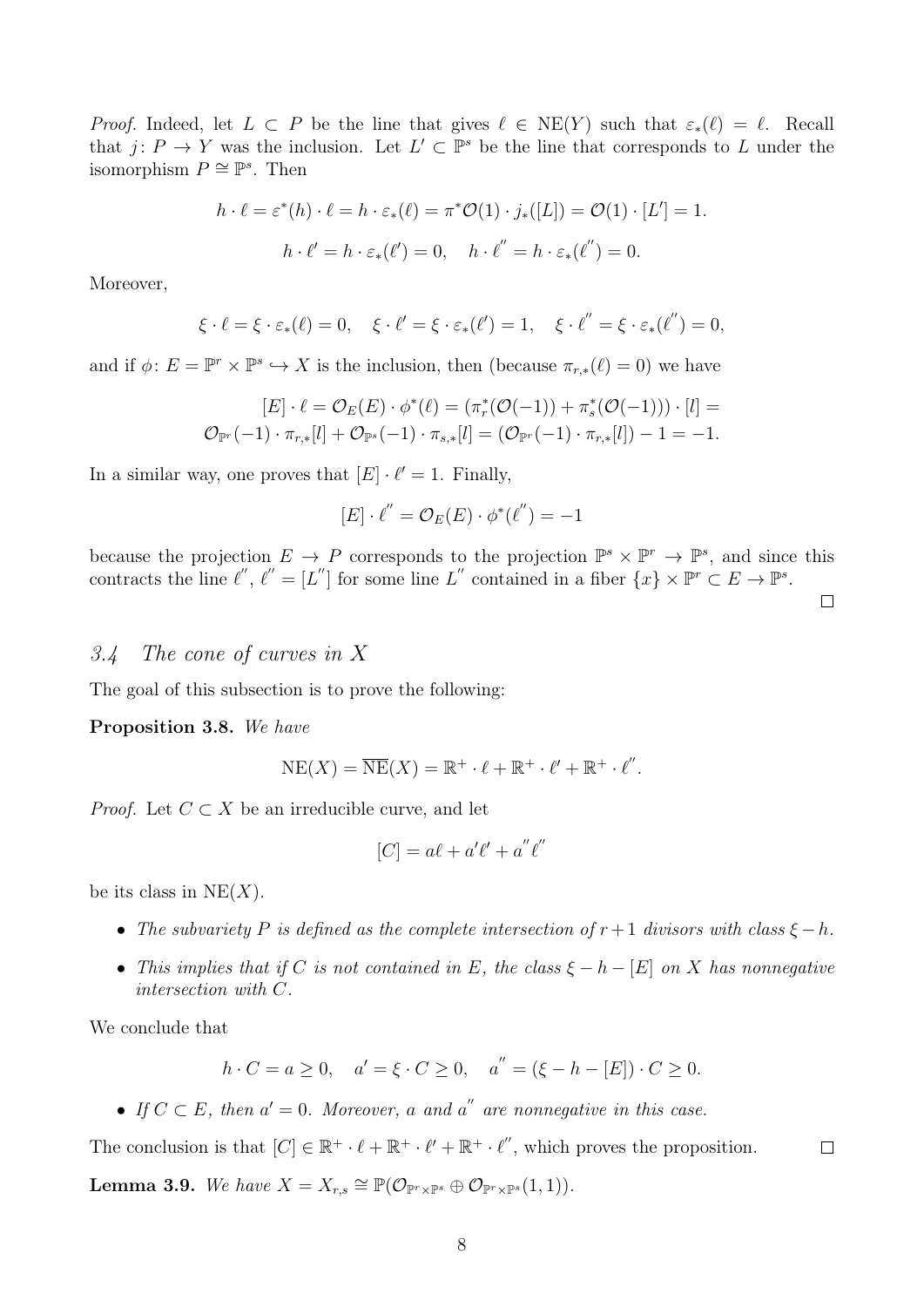*Proof.* Indeed, let $L \subset P$ be the line that gives $\ell \in \mathrm{NE}(Y)$ such that $\varepsilon_*(\ell) = \ell$. Recall that $j\colon P \to Y$ was the inclusion. Let $L' \subset \mathbb{P}^s$ be the line that corresponds to $L$ under the isomorphism $P \cong \mathbb{P}^s$. Then

$$h \cdot \ell = \varepsilon^*(h) \cdot \ell = h \cdot \varepsilon_*(\ell) = \pi^*\mathcal{O}(1) \cdot j_*([L]) = \mathcal{O}(1) \cdot [L'] = 1.$$

$$h \cdot \ell' = h \cdot \varepsilon_*(\ell') = 0, \quad h \cdot \ell'' = h \cdot \varepsilon_*(\ell'') = 0.$$

Moreover,

$$\xi \cdot \ell = \xi \cdot \varepsilon_*(\ell) = 0, \quad \xi \cdot \ell' = \xi \cdot \varepsilon_*(\ell') = 1, \quad \xi \cdot \ell'' = \xi \cdot \varepsilon_*(\ell'') = 0,$$

and if $\phi\colon E = \mathbb{P}^r \times \mathbb{P}^s \hookrightarrow X$ is the inclusion, then (because $\pi_{r,*}(\ell) = 0$) we have

$$[E] \cdot \ell = \mathcal{O}_E(E) \cdot \phi^*(\ell) = (\pi_r^*(\mathcal{O}(-1)) + \pi_s^*(\mathcal{O}(-1))) \cdot [l] =$$
$$\mathcal{O}_{\mathbb{P}^r}(-1) \cdot \pi_{r,*}[l] + \mathcal{O}_{\mathbb{P}^s}(-1) \cdot \pi_{s,*}[l] = (\mathcal{O}_{\mathbb{P}^r}(-1) \cdot \pi_{r,*}[l]) - 1 = -1.$$

In a similar way, one proves that $[E] \cdot \ell' = 1$. Finally,

$$[E] \cdot \ell'' = \mathcal{O}_E(E) \cdot \phi^*(\ell'') = -1$$

because the projection $E \to P$ corresponds to the projection $\mathbb{P}^s \times \mathbb{P}^r \to \mathbb{P}^s$, and since this contracts the line $\ell''$, $\ell'' = [L'']$ for some line $L''$ contained in a fiber $\{x\} \times \mathbb{P}^r \subset E \to \mathbb{P}^s$. $\square$

## 3.4 The cone of curves in $X$

The goal of this subsection is to prove the following:

**Proposition 3.8.** *We have*

$$\mathrm{NE}(X) = \overline{\mathrm{NE}}(X) = \mathbb{R}^+ \cdot \ell + \mathbb{R}^+ \cdot \ell' + \mathbb{R}^+ \cdot \ell''.$$

*Proof.* Let $C \subset X$ be an irreducible curve, and let

$$[C] = a\ell + a'\ell' + a''\ell''$$

be its class in $\mathrm{NE}(X)$.

- *The subvariety $P$ is defined as the complete intersection of $r+1$ divisors with class $\xi - h$.*
- *This implies that if $C$ is not contained in $E$, the class $\xi - h - [E]$ on $X$ has nonnegative intersection with $C$.*

We conclude that

$$h \cdot C = a \geq 0, \quad a' = \xi \cdot C \geq 0, \quad a'' = (\xi - h - [E]) \cdot C \geq 0.$$

- *If $C \subset E$, then $a' = 0$. Moreover, $a$ and $a''$ are nonnegative in this case.*

The conclusion is that $[C] \in \mathbb{R}^+ \cdot \ell + \mathbb{R}^+ \cdot \ell' + \mathbb{R}^+ \cdot \ell''$, which proves the proposition. $\square$

**Lemma 3.9.** *We have $X = X_{r,s} \cong \mathbb{P}(\mathcal{O}_{\mathbb{P}^r \times \mathbb{P}^s} \oplus \mathcal{O}_{\mathbb{P}^r \times \mathbb{P}^s}(1,1))$.*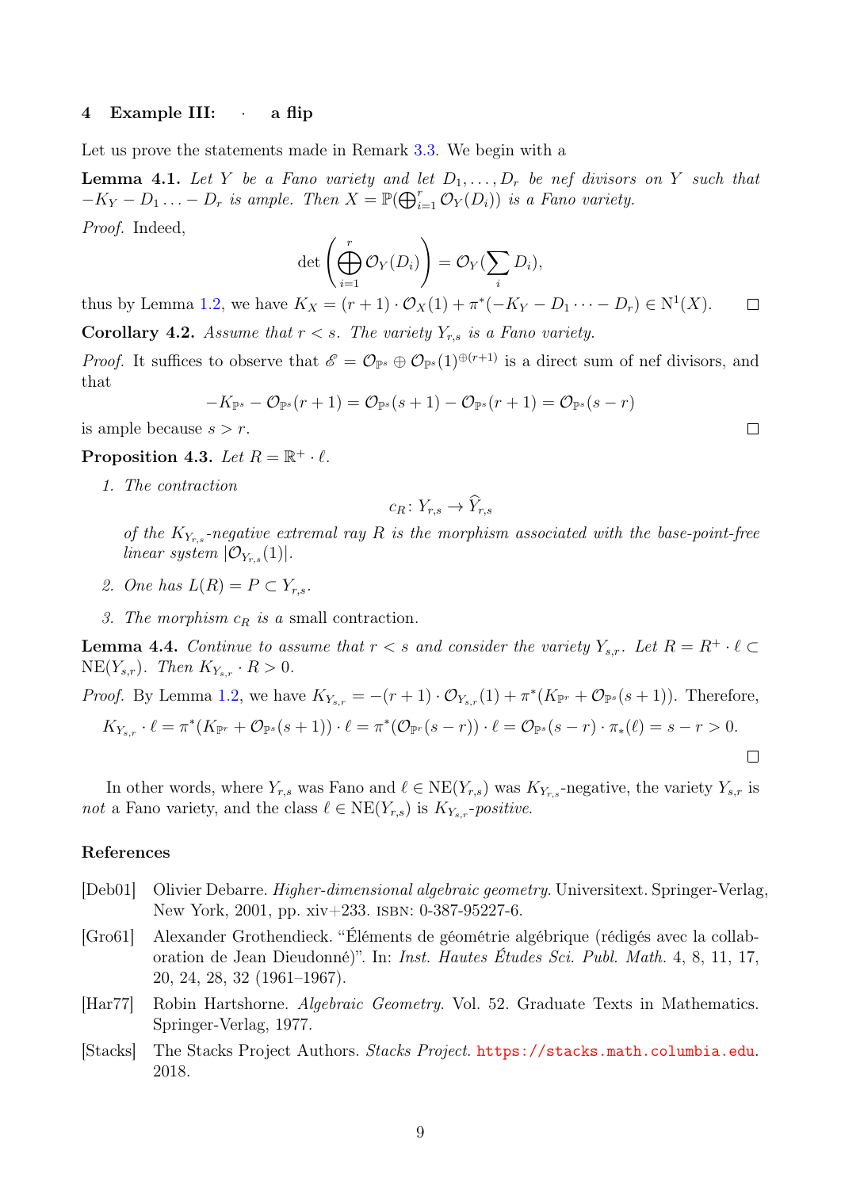## 4 Example III: · a flip

Let us prove the statements made in Remark 3.3. We begin with a

**Lemma 4.1.** *Let $Y$ be a Fano variety and let $D_1, \dots, D_r$ be nef divisors on $Y$ such that $-K_Y - D_1 \dots - D_r$ is ample. Then $X = \mathbb{P}(\bigoplus_{i=1}^r \mathcal{O}_Y(D_i))$ is a Fano variety.*

*Proof.* Indeed,

$$\det \left( \bigoplus_{i=1}^{r} \mathcal{O}_Y(D_i) \right) = \mathcal{O}_Y(\sum_i D_i),$$

thus by Lemma 1.2, we have $K_X = (r+1) \cdot \mathcal{O}_X(1) + \pi^*(-K_Y - D_1 \cdots - D_r) \in \mathrm{N}^1(X)$. □

**Corollary 4.2.** *Assume that $r < s$. The variety $Y_{r,s}$ is a Fano variety.*

*Proof.* It suffices to observe that $\mathscr{E} = \mathcal{O}_{\mathbb{P}^s} \oplus \mathcal{O}_{\mathbb{P}^s}(1)^{\oplus(r+1)}$ is a direct sum of nef divisors, and that

$$-K_{\mathbb{P}^s} - \mathcal{O}_{\mathbb{P}^s}(r+1) = \mathcal{O}_{\mathbb{P}^s}(s+1) - \mathcal{O}_{\mathbb{P}^s}(r+1) = \mathcal{O}_{\mathbb{P}^s}(s-r)$$

is ample because $s > r$. □

**Proposition 4.3.** *Let $R = \mathbb{R}^+ \cdot \ell$.*

1. *The contraction*

$$c_R \colon Y_{r,s} \to \widehat{Y}_{r,s}$$

*of the $K_{Y_{r,s}}$-negative extremal ray $R$ is the morphism associated with the base-point-free linear system $|\mathcal{O}_{Y_{r,s}}(1)|$.*

2. *One has $L(R) = P \subset Y_{r,s}$.*

3. *The morphism $c_R$ is a* small *contraction.*

**Lemma 4.4.** *Continue to assume that $r < s$ and consider the variety $Y_{s,r}$. Let $R = R^+ \cdot \ell \subset \mathrm{NE}(Y_{s,r})$. Then $K_{Y_{s,r}} \cdot R > 0$.*

*Proof.* By Lemma 1.2, we have $K_{Y_{s,r}} = -(r+1) \cdot \mathcal{O}_{Y_{s,r}}(1) + \pi^*(K_{\mathbb{P}^r} + \mathcal{O}_{\mathbb{P}^s}(s+1))$. Therefore,

$$K_{Y_{s,r}} \cdot \ell = \pi^*(K_{\mathbb{P}^r} + \mathcal{O}_{\mathbb{P}^s}(s+1)) \cdot \ell = \pi^*(\mathcal{O}_{\mathbb{P}^r}(s-r)) \cdot \ell = \mathcal{O}_{\mathbb{P}^s}(s-r) \cdot \pi_*(\ell) = s - r > 0.$$

□

In other words, where $Y_{r,s}$ was Fano and $\ell \in \mathrm{NE}(Y_{r,s})$ was $K_{Y_{r,s}}$-negative, the variety $Y_{s,r}$ is *not* a Fano variety, and the class $\ell \in \mathrm{NE}(Y_{r,s})$ is $K_{Y_{s,r}}$*-positive*.

### References

[Deb01] Olivier Debarre. *Higher-dimensional algebraic geometry.* Universitext. Springer-Verlag, New York, 2001, pp. xiv+233. ISBN: 0-387-95227-6.

[Gro61] Alexander Grothendieck. "Éléments de géométrie algébrique (rédigés avec la collaboration de Jean Dieudonné)". In: *Inst. Hautes Études Sci. Publ. Math.* 4, 8, 11, 17, 20, 24, 28, 32 (1961–1967).

[Har77] Robin Hartshorne. *Algebraic Geometry.* Vol. 52. Graduate Texts in Mathematics. Springer-Verlag, 1977.

[Stacks] The Stacks Project Authors. *Stacks Project.* https://stacks.math.columbia.edu. 2018.